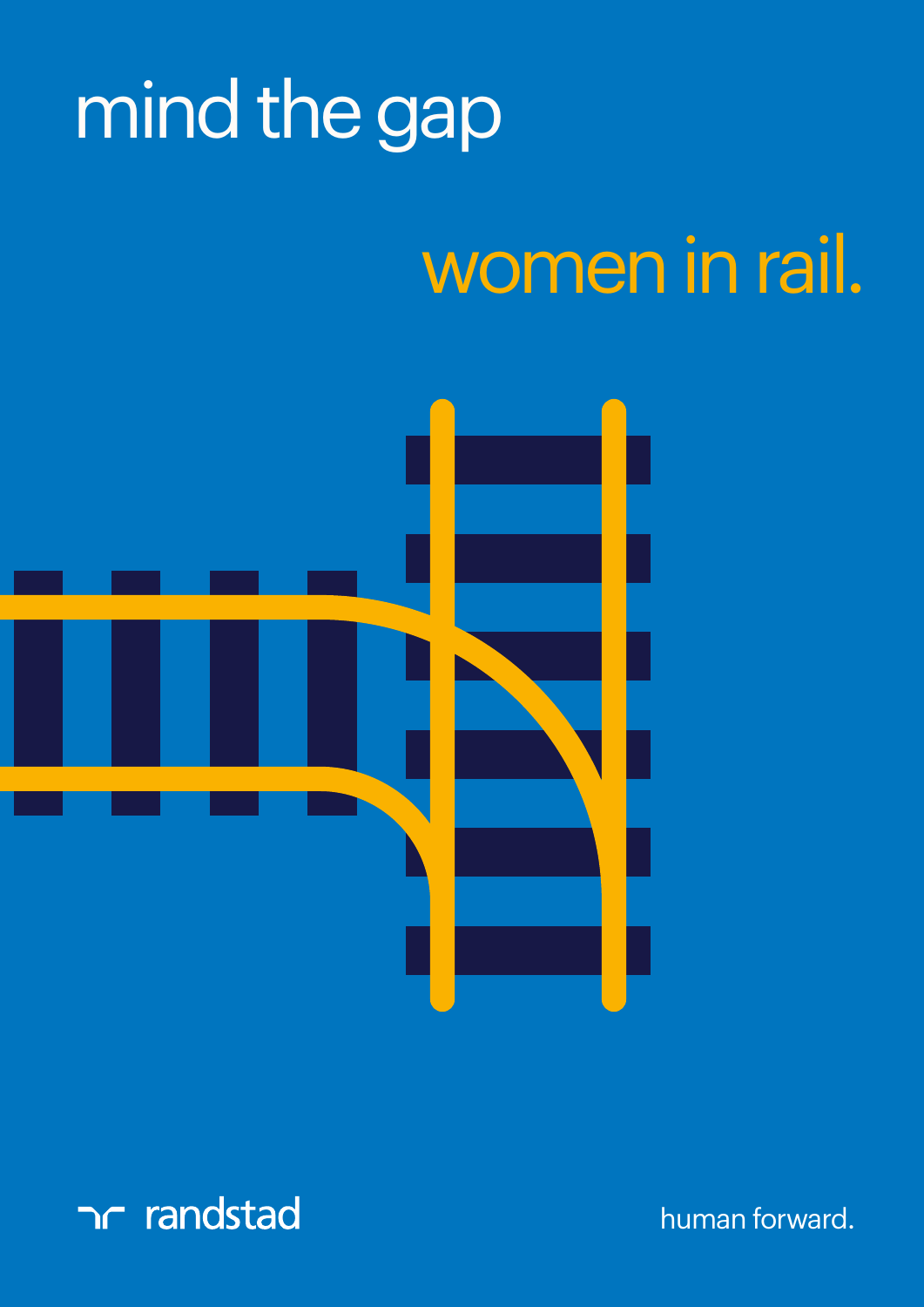# mind the gap

## women in rail.

randstad

human forward.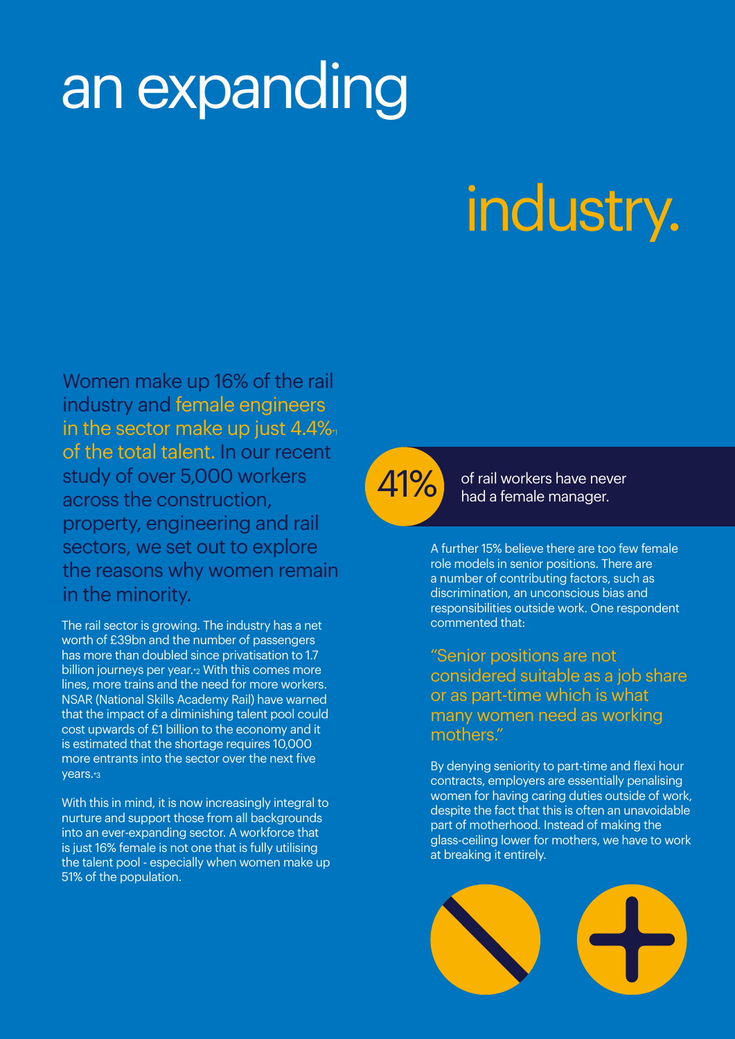# an expanding industry.

Women make up 16% of the rail industry and female engineers in the sector make up just 4.4%[*1] of the total talent. In our recent study of over 5,000 workers across the construction, property, engineering and rail sectors, we set out to explore the reasons why women remain in the minority.

The rail sector is growing. The industry has a net worth of £39bn and the number of passengers has more than doubled since privatisation to 1.7 billion journeys per year.[*2] With this comes more lines, more trains and the need for more workers. NSAR (National Skills Academy Rail) have warned that the impact of a diminishing talent pool could cost upwards of £1 billion to the economy and it is estimated that the shortage requires 10,000 more entrants into the sector over the next five years.[*3]

With this in mind, it is now increasingly integral to nurture and support those from all backgrounds into an ever-expanding sector. A workforce that is just 16% female is not one that is fully utilising the talent pool - especially when women make up 51% of the population.

**41%** of rail workers have never had a female manager.

A further 15% believe there are too few female role models in senior positions. There are a number of contributing factors, such as discrimination, an unconscious bias and responsibilities outside work. One respondent commented that:

> "Senior positions are not considered suitable as a job share or as part-time which is what many women need as working mothers."

By denying seniority to part-time and flexi hour contracts, employers are essentially penalising women for having caring duties outside of work, despite the fact that this is often an unavoidable part of motherhood. Instead of making the glass-ceiling lower for mothers, we have to work at breaking it entirely.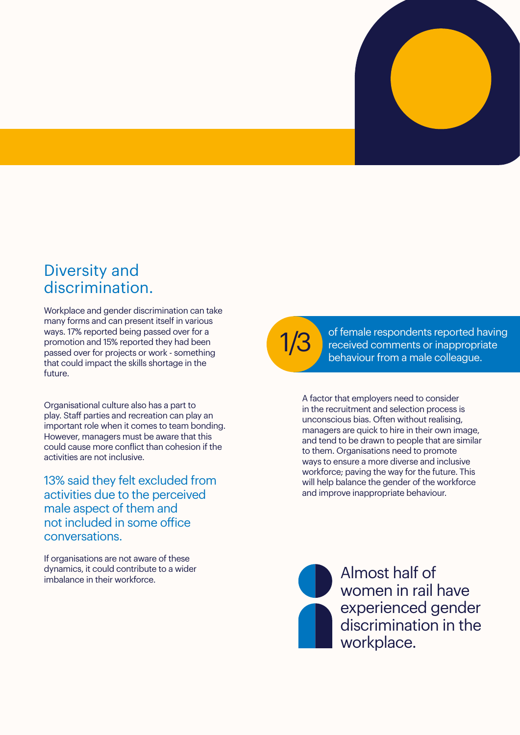## Diversity and discrimination.

Workplace and gender discrimination can take many forms and can present itself in various ways. 17% reported being passed over for a promotion and 15% reported they had been passed over for projects or work - something that could impact the skills shortage in the future.

Organisational culture also has a part to play. Staff parties and recreation can play an important role when it comes to team bonding. However, managers must be aware that this could cause more conflict than cohesion if the activities are not inclusive.

13% said they felt excluded from activities due to the perceived male aspect of them and not included in some office conversations.

If organisations are not aware of these dynamics, it could contribute to a wider imbalance in their workforce.

**1/3** of female respondents reported having received comments or inappropriate behaviour from a male colleague.

A factor that employers need to consider in the recruitment and selection process is unconscious bias. Often without realising, managers are quick to hire in their own image, and tend to be drawn to people that are similar to them. Organisations need to promote ways to ensure a more diverse and inclusive workforce; paving the way for the future. This will help balance the gender of the workforce and improve inappropriate behaviour.

Almost half of women in rail have experienced gender discrimination in the workplace.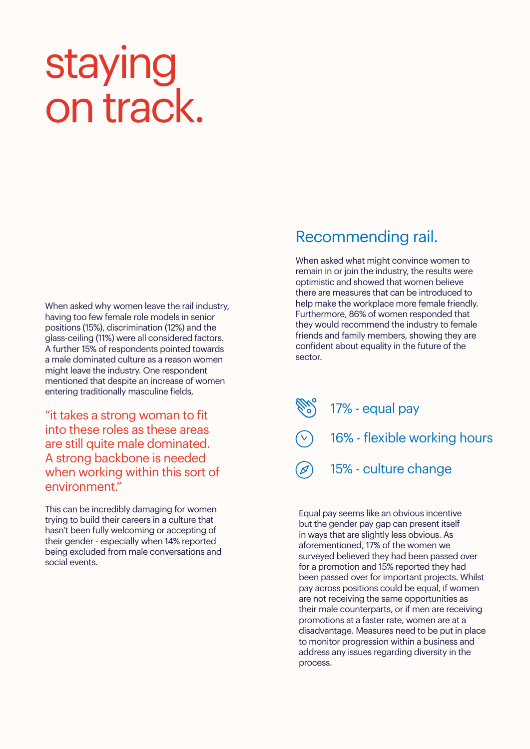# staying on track.

When asked why women leave the rail industry, having too few female role models in senior positions (15%), discrimination (12%) and the glass-ceiling (11%) were all considered factors. A further 15% of respondents pointed towards a male dominated culture as a reason women might leave the industry. One respondent mentioned that despite an increase of women entering traditionally masculine fields,

> "it takes a strong woman to fit into these roles as these areas are still quite male dominated. A strong backbone is needed when working within this sort of environment."

This can be incredibly damaging for women trying to build their careers in a culture that hasn't been fully welcoming or accepting of their gender - especially when 14% reported being excluded from male conversations and social events.

## Recommending rail.

When asked what might convince women to remain in or join the industry, the results were optimistic and showed that women believe there are measures that can be introduced to help make the workplace more female friendly. Furthermore, 86% of women responded that they would recommend the industry to female friends and family members, showing they are confident about equality in the future of the sector.

- 17% - equal pay
- 16% - flexible working hours
- 15% - culture change

Equal pay seems like an obvious incentive but the gender pay gap can present itself in ways that are slightly less obvious. As aforementioned, 17% of the women we surveyed believed they had been passed over for a promotion and 15% reported they had been passed over for important projects. Whilst pay across positions could be equal, if women are not receiving the same opportunities as their male counterparts, or if men are receiving promotions at a faster rate, women are at a disadvantage. Measures need to be put in place to monitor progression within a business and address any issues regarding diversity in the process.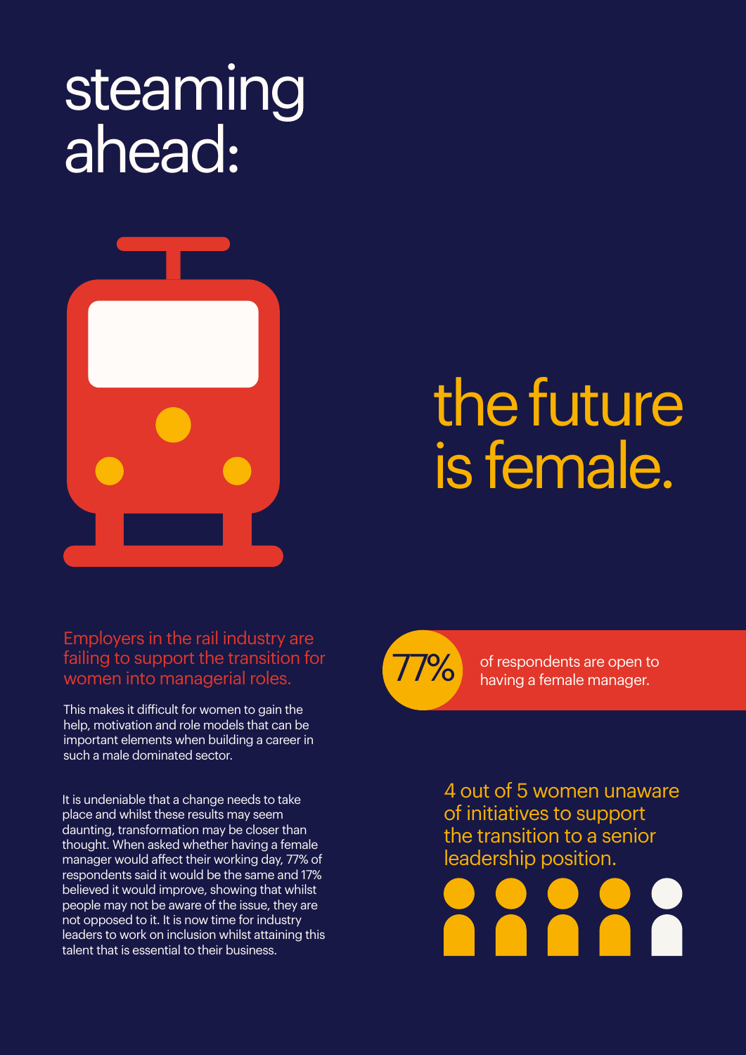# steaming ahead:

# the future is female.

## Employers in the rail industry are failing to support the transition for women into managerial roles.

This makes it difficult for women to gain the help, motivation and role models that can be important elements when building a career in such a male dominated sector.

It is undeniable that a change needs to take place and whilst these results may seem daunting, transformation may be closer than thought. When asked whether having a female manager would affect their working day, 77% of respondents said it would be the same and 17% believed it would improve, showing that whilst people may not be aware of the issue, they are not opposed to it. It is now time for industry leaders to work on inclusion whilst attaining this talent that is essential to their business.

**77%** of respondents are open to having a female manager.

4 out of 5 women unaware of initiatives to support the transition to a senior leadership position.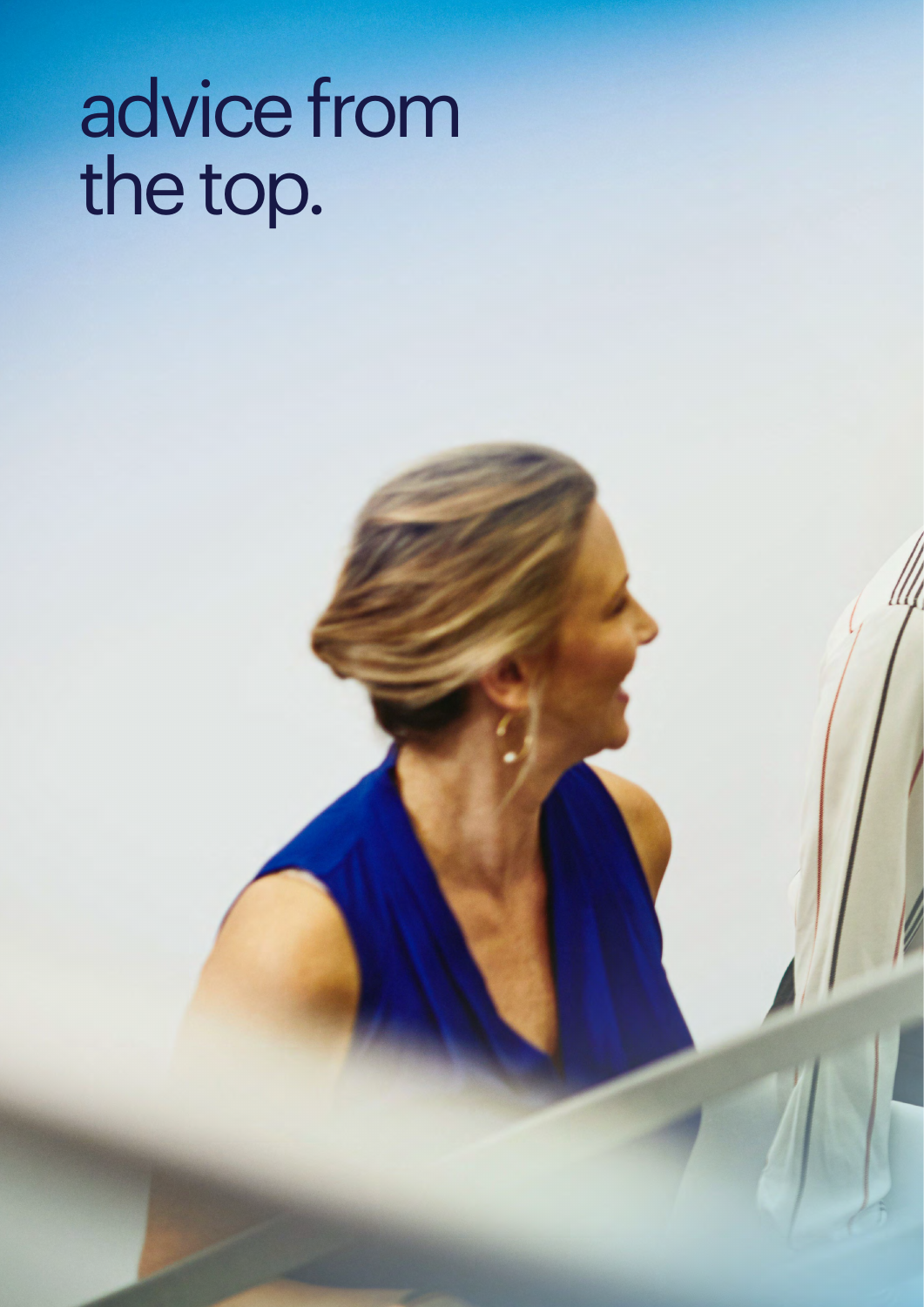# advice from the top.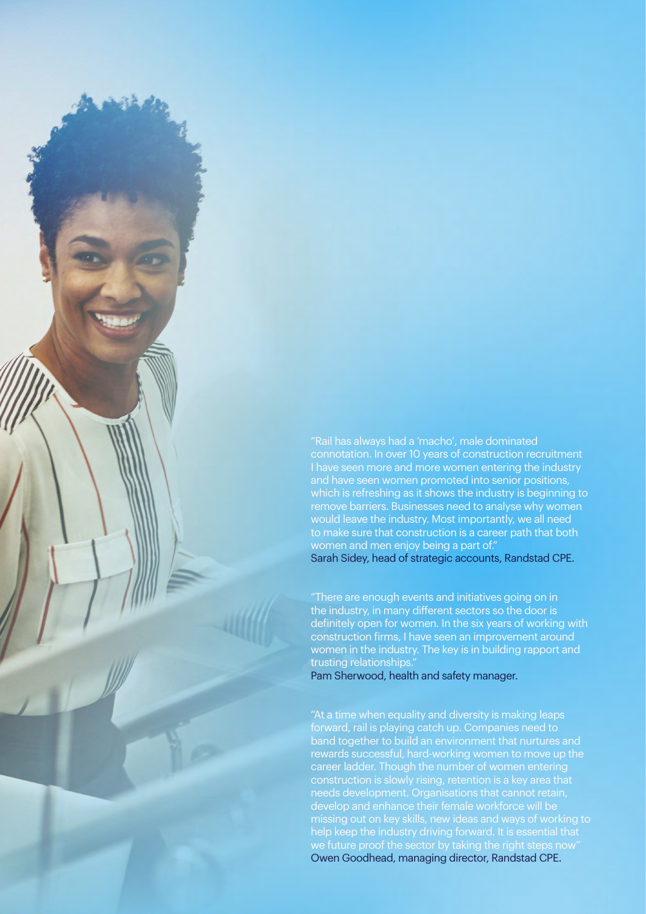"Rail has always had a 'macho', male dominated connotation. In over 10 years of construction recruitment I have seen more and more women entering the industry and have seen women promoted into senior positions, which is refreshing as it shows the industry is beginning to remove barriers. Businesses need to analyse why women would leave the industry. Most importantly, we all need to make sure that construction is a career path that both women and men enjoy being a part of."
Sarah Sidey, head of strategic accounts, Randstad CPE.

"There are enough events and initiatives going on in the industry, in many different sectors so the door is definitely open for women. In the six years of working with construction firms, I have seen an improvement around women in the industry. The key is in building rapport and trusting relationships."
Pam Sherwood, health and safety manager.

"At a time when equality and diversity is making leaps forward, rail is playing catch up. Companies need to band together to build an environment that nurtures and rewards successful, hard-working women to move up the career ladder. Though the number of women entering construction is slowly rising, retention is a key area that needs development. Organisations that cannot retain, develop and enhance their female workforce will be missing out on key skills, new ideas and ways of working to help keep the industry driving forward. It is essential that we future proof the sector by taking the right steps now"
Owen Goodhead, managing director, Randstad CPE.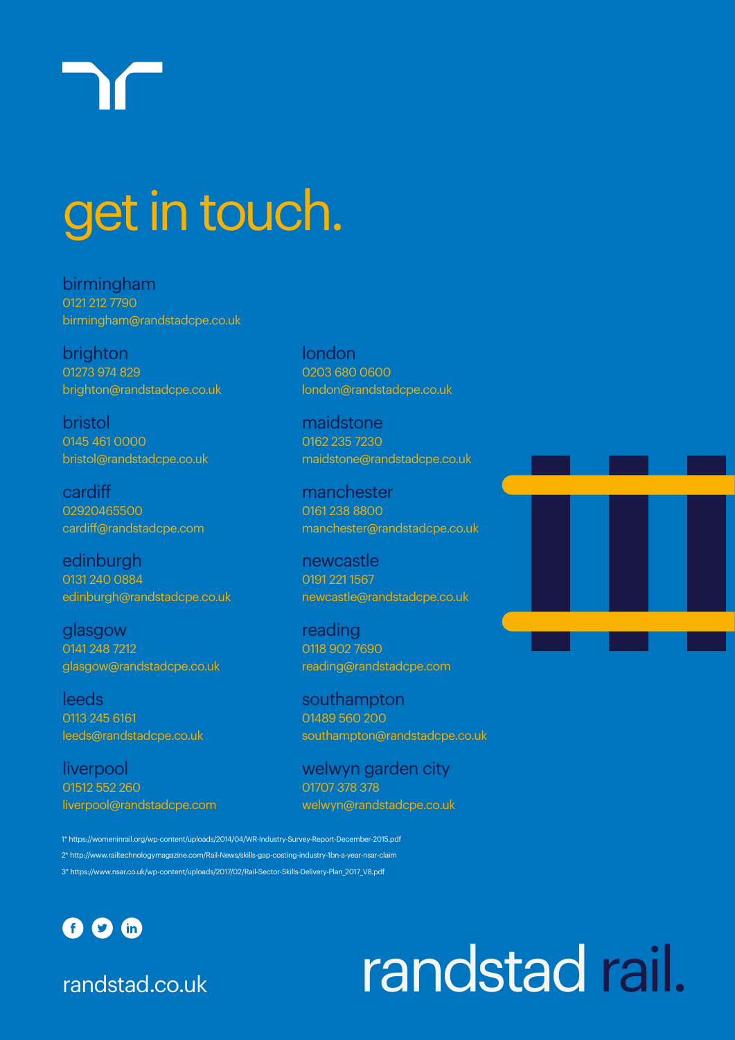# get in touch.

**birmingham**
0121 212 7790
birmingham@randstadcpe.co.uk

**brighton**
01273 974 829
brighton@randstadcpe.co.uk

**bristol**
0145 461 0000
bristol@randstadcpe.co.uk

**cardiff**
02920465500
cardiff@randstadcpe.com

**edinburgh**
0131 240 0884
edinburgh@randstadcpe.co.uk

**glasgow**
0141 248 7212
glasgow@randstadcpe.co.uk

**leeds**
0113 245 6161
leeds@randstadcpe.co.uk

**liverpool**
01512 552 260
liverpool@randstadcpe.com

**london**
0203 680 0600
london@randstadcpe.co.uk

**maidstone**
0162 235 7230
maidstone@randstadcpe.co.uk

**manchester**
0161 238 8800
manchester@randstadcpe.co.uk

**newcastle**
0191 221 1567
newcastle@randstadcpe.co.uk

**reading**
0118 902 7690
reading@randstadcpe.com

**southampton**
01489 560 200
southampton@randstadcpe.co.uk

**welwyn garden city**
01707 378 378
welwyn@randstadcpe.co.uk

1* https://womeninrail.org/wp-content/uploads/2014/04/WR-Industry-Survey-Report-December-2015.pdf
2* http://www.railtechnologymagazine.com/Rail-News/skills-gap-costing-industry-1bn-a-year-nsar-claim
3* https://www.nsar.co.uk/wp-content/uploads/2017/02/Rail-Sector-Skills-Delivery-Plan_2017_V8.pdf

randstad.co.uk

randstad rail.